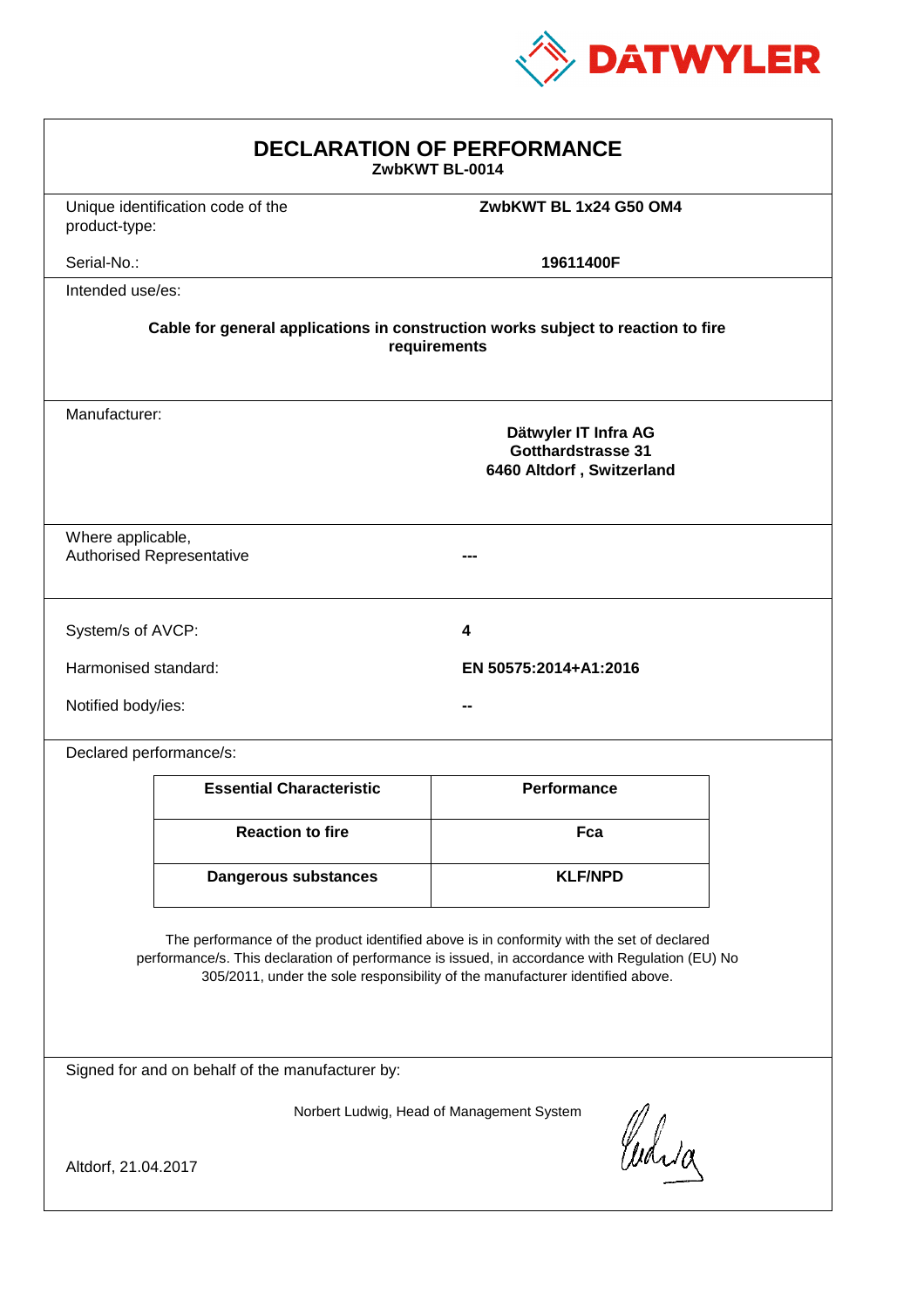DATWYLER

# DECLARATION OF PERFORMANCE

**ZwbKWT BL-0014**

| | |
|---|---|
| Unique identification code of the product-type: | **ZwbKWT BL 1x24 G50 OM4** |
| Serial-No.: | **19611400F** |

Intended use/es:

**Cable for general applications in construction works subject to reaction to fire requirements**

Manufacturer:

**Dätwyler IT Infra AG**
**Gotthardstrasse 31**
**6460 Altdorf , Switzerland**

| | |
|---|---|
| Where applicable, Authorised Representative | **---** |

| | |
|---|---|
| System/s of AVCP: | **4** |
| Harmonised standard: | **EN 50575:2014+A1:2016** |
| Notified body/ies: | **--** |

Declared performance/s:

| Essential Characteristic | Performance |
|---|---|
| **Reaction to fire** | **Fca** |
| **Dangerous substances** | **KLF/NPD** |

The performance of the product identified above is in conformity with the set of declared performance/s. This declaration of performance is issued, in accordance with Regulation (EU) No 305/2011, under the sole responsibility of the manufacturer identified above.

Signed for and on behalf of the manufacturer by:

Norbert Ludwig, Head of Management System

Altdorf, 21.04.2017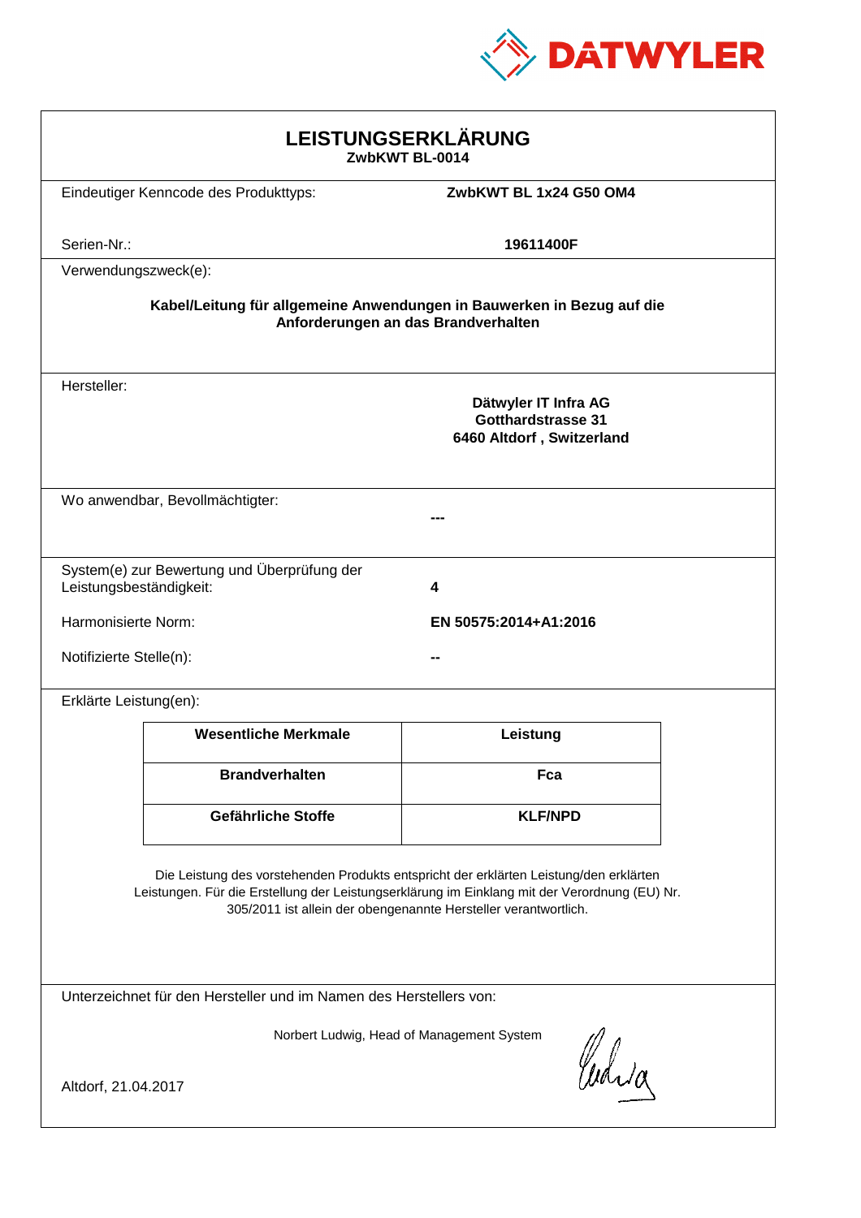DATWYLER

# LEISTUNGSERKLÄRUNG
**ZwbKWT BL-0014**

| | |
|---|---|
| Eindeutiger Kenncode des Produkttyps: | **ZwbKWT BL 1x24 G50 OM4** |
| Serien-Nr.: | **19611400F** |

Verwendungszweck(e):

**Kabel/Leitung für allgemeine Anwendungen in Bauwerken in Bezug auf die Anforderungen an das Brandverhalten**

Hersteller:

**Dätwyler IT Infra AG**
**Gotthardstrasse 31**
**6460 Altdorf , Switzerland**

Wo anwendbar, Bevollmächtigter:

**---**

| | |
|---|---|
| System(e) zur Bewertung und Überprüfung der Leistungsbeständigkeit: | **4** |
| Harmonisierte Norm: | **EN 50575:2014+A1:2016** |
| Notifizierte Stelle(n): | **--** |

Erklärte Leistung(en):

| Wesentliche Merkmale | Leistung |
|---|---|
| **Brandverhalten** | **Fca** |
| **Gefährliche Stoffe** | **KLF/NPD** |

Die Leistung des vorstehenden Produkts entspricht der erklärten Leistung/den erklärten Leistungen. Für die Erstellung der Leistungserklärung im Einklang mit der Verordnung (EU) Nr. 305/2011 ist allein der obengenannte Hersteller verantwortlich.

Unterzeichnet für den Hersteller und im Namen des Herstellers von:

Norbert Ludwig, Head of Management System

Altdorf, 21.04.2017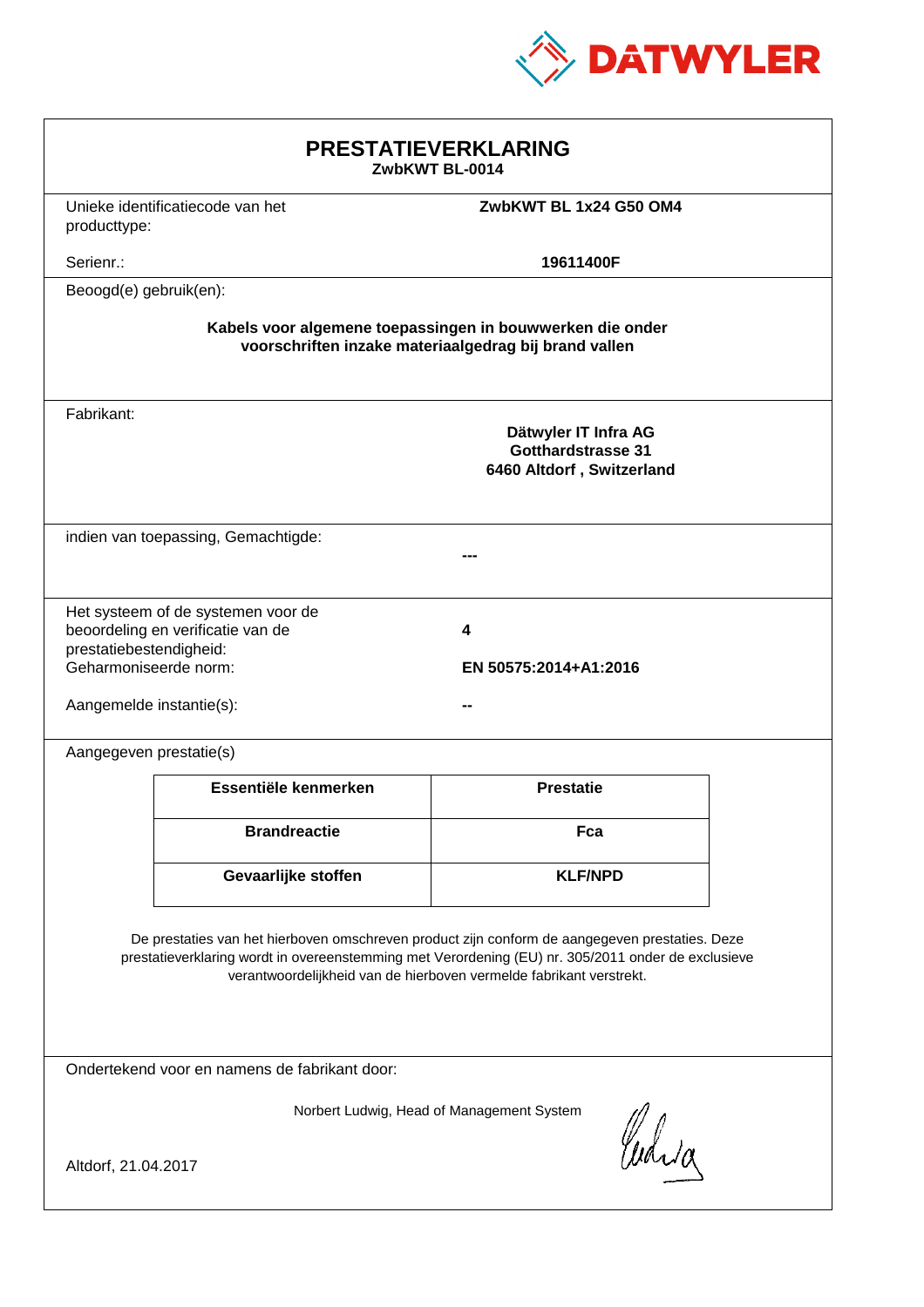DATWYLER

# PRESTATIEVERKLARING

**ZwbKWT BL-0014**

Unieke identificatiecode van het producttype: **ZwbKWT BL 1x24 G50 OM4**

Serienr.: **19611400F**

Beoogd(e) gebruik(en):

**Kabels voor algemene toepassingen in bouwwerken die onder voorschriften inzake materiaalgedrag bij brand vallen**

Fabrikant:

**Dätwyler IT Infra AG**
**Gotthardstrasse 31**
**6460 Altdorf , Switzerland**

indien van toepassing, Gemachtigde: **---**

Het systeem of de systemen voor de beoordeling en verificatie van de prestatiebestendigheid: **4**

Geharmoniseerde norm: **EN 50575:2014+A1:2016**

Aangemelde instantie(s): **--**

Aangegeven prestatie(s)

| Essentiële kenmerken | Prestatie |
|---|---|
| **Brandreactie** | **Fca** |
| **Gevaarlijke stoffen** | **KLF/NPD** |

De prestaties van het hierboven omschreven product zijn conform de aangegeven prestaties. Deze prestatieverklaring wordt in overeenstemming met Verordening (EU) nr. 305/2011 onder de exclusieve verantwoordelijkheid van de hierboven vermelde fabrikant verstrekt.

Ondertekend voor en namens de fabrikant door:

Norbert Ludwig, Head of Management System

Altdorf, 21.04.2017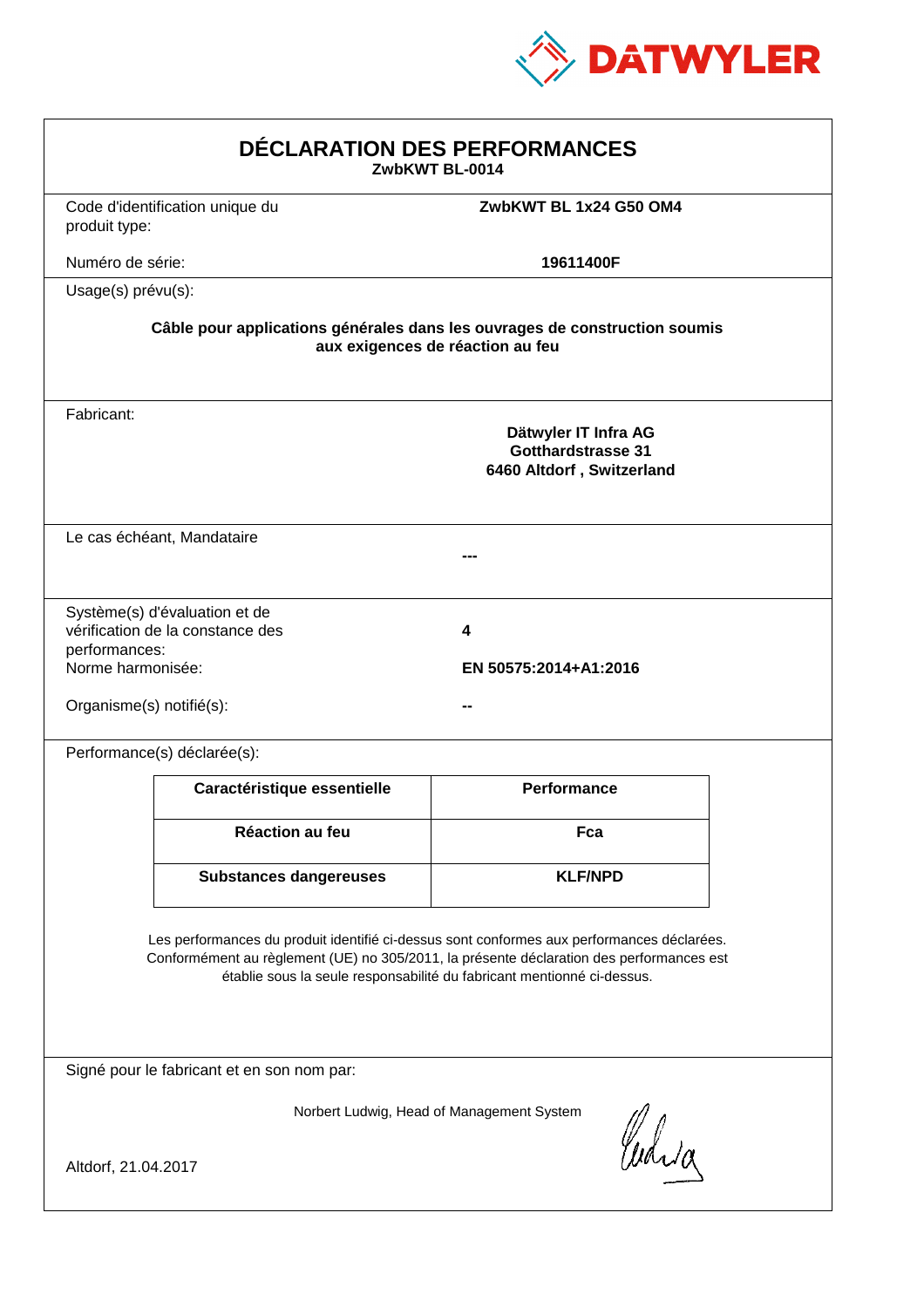DATWYLER

# DÉCLARATION DES PERFORMANCES

**ZwbKWT BL-0014**

| | |
|---|---|
| Code d'identification unique du produit type: | **ZwbKWT BL 1x24 G50 OM4** |
| Numéro de série: | **19611400F** |

Usage(s) prévu(s):

**Câble pour applications générales dans les ouvrages de construction soumis aux exigences de réaction au feu**

Fabricant:

**Dätwyler IT Infra AG**
**Gotthardstrasse 31**
**6460 Altdorf , Switzerland**

Le cas échéant, Mandataire

**---**

| | |
|---|---|
| Système(s) d'évaluation et de vérification de la constance des performances: | **4** |
| Norme harmonisée: | **EN 50575:2014+A1:2016** |
| Organisme(s) notifié(s): | **--** |

Performance(s) déclarée(s):

| Caractéristique essentielle | Performance |
|---|---|
| **Réaction au feu** | **Fca** |
| **Substances dangereuses** | **KLF/NPD** |

Les performances du produit identifié ci-dessus sont conformes aux performances déclarées. Conformément au règlement (UE) no 305/2011, la présente déclaration des performances est établie sous la seule responsabilité du fabricant mentionné ci-dessus.

Signé pour le fabricant et en son nom par:

Norbert Ludwig, Head of Management System

Altdorf, 21.04.2017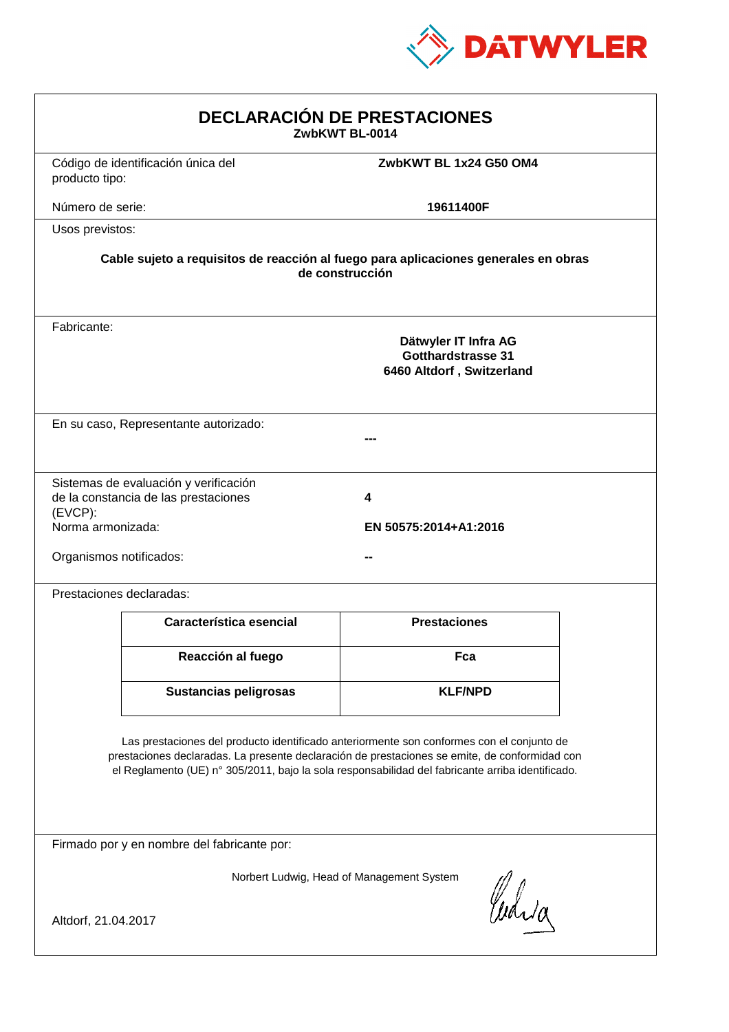DATWYLER

# DECLARACIÓN DE PRESTACIONES

**ZwbKWT BL-0014**

Código de identificación única del producto tipo: **ZwbKWT BL 1x24 G50 OM4**

Número de serie: **19611400F**

Usos previstos:

**Cable sujeto a requisitos de reacción al fuego para aplicaciones generales en obras de construcción**

Fabricante:

**Dätwyler IT Infra AG**
**Gotthardstrasse 31**
**6460 Altdorf , Switzerland**

En su caso, Representante autorizado: **---**

Sistemas de evaluación y verificación de la constancia de las prestaciones (EVCP): **4**

Norma armonizada: **EN 50575:2014+A1:2016**

Organismos notificados: **--**

Prestaciones declaradas:

| Característica esencial | Prestaciones |
|---|---|
| **Reacción al fuego** | **Fca** |
| **Sustancias peligrosas** | **KLF/NPD** |

Las prestaciones del producto identificado anteriormente son conformes con el conjunto de prestaciones declaradas. La presente declaración de prestaciones se emite, de conformidad con el Reglamento (UE) n° 305/2011, bajo la sola responsabilidad del fabricante arriba identificado.

Firmado por y en nombre del fabricante por:

Norbert Ludwig, Head of Management System

Altdorf, 21.04.2017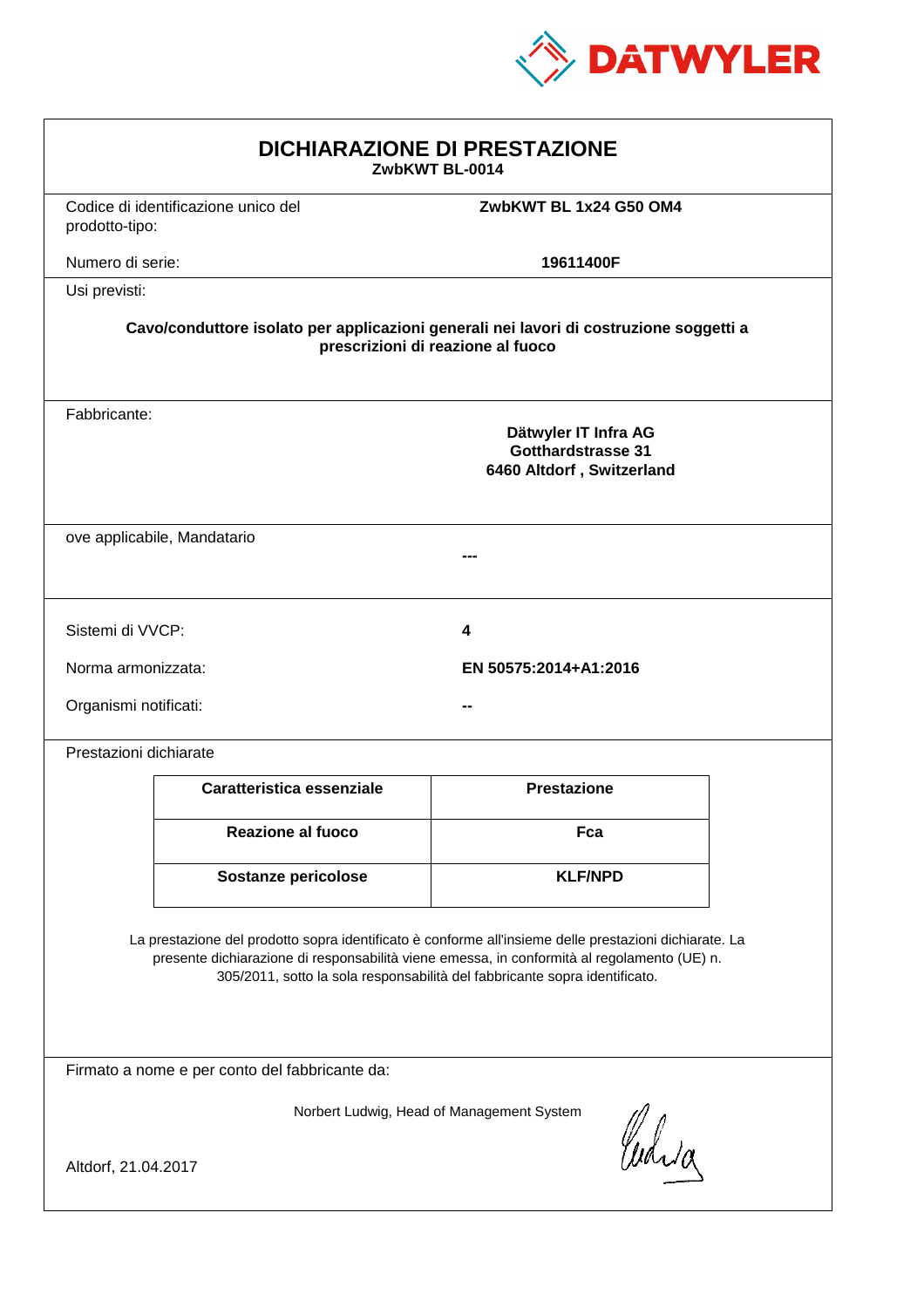DATWYLER

# DICHIARAZIONE DI PRESTAZIONE

**ZwbKWT BL-0014**

Codice di identificazione unico del prodotto-tipo: **ZwbKWT BL 1x24 G50 OM4**

Numero di serie: **19611400F**

Usi previsti:

**Cavo/conduttore isolato per applicazioni generali nei lavori di costruzione soggetti a prescrizioni di reazione al fuoco**

Fabbricante:

**Dätwyler IT Infra AG**
**Gotthardstrasse 31**
**6460 Altdorf , Switzerland**

ove applicabile, Mandatario

**---**

Sistemi di VVCP: **4**

Norma armonizzata: **EN 50575:2014+A1:2016**

Organismi notificati: **--**

Prestazioni dichiarate

| Caratteristica essenziale | Prestazione |
|---|---|
| **Reazione al fuoco** | **Fca** |
| **Sostanze pericolose** | **KLF/NPD** |

La prestazione del prodotto sopra identificato è conforme all'insieme delle prestazioni dichiarate. La presente dichiarazione di responsabilità viene emessa, in conformità al regolamento (UE) n. 305/2011, sotto la sola responsabilità del fabbricante sopra identificato.

Firmato a nome e per conto del fabbricante da:

Norbert Ludwig, Head of Management System

Altdorf, 21.04.2017